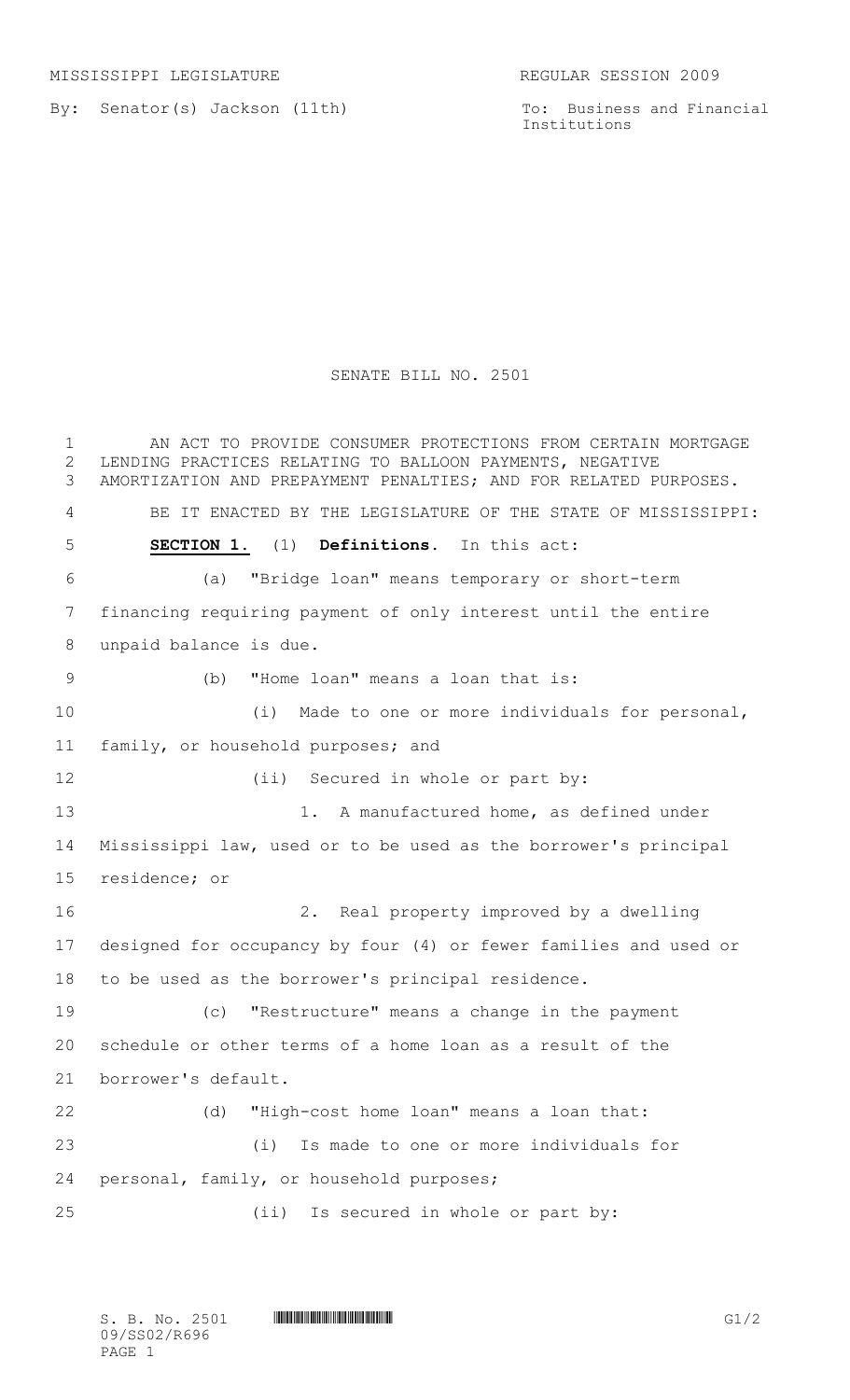MISSISSIPPI LEGISLATURE REGULAR SESSION 2009

By: Senator(s) Jackson (11th)

To: Business and Financial Institutions

# SENATE BILL NO. 2501

AN ACT TO PROVIDE CONSUMER PROTECTIONS FROM CERTAIN MORTGAGE LENDING PRACTICES RELATING TO BALLOON PAYMENTS, NEGATIVE AMORTIZATION AND PREPAYMENT PENALTIES; AND FOR RELATED PURPOSES.

BE IT ENACTED BY THE LEGISLATURE OF THE STATE OF MISSISSIPPI:

**SECTION 1.** (1) **Definitions.** In this act:

(a) "Bridge loan" means temporary or short-term financing requiring payment of only interest until the entire unpaid balance is due.

(b) "Home loan" means a loan that is:

(i) Made to one or more individuals for personal, family, or household purposes; and

(ii) Secured in whole or part by:

1. A manufactured home, as defined under Mississippi law, used or to be used as the borrower's principal residence; or

2. Real property improved by a dwelling designed for occupancy by four (4) or fewer families and used or to be used as the borrower's principal residence.

(c) "Restructure" means a change in the payment schedule or other terms of a home loan as a result of the borrower's default.

(d) "High-cost home loan" means a loan that:

(i) Is made to one or more individuals for personal, family, or household purposes;

(ii) Is secured in whole or part by: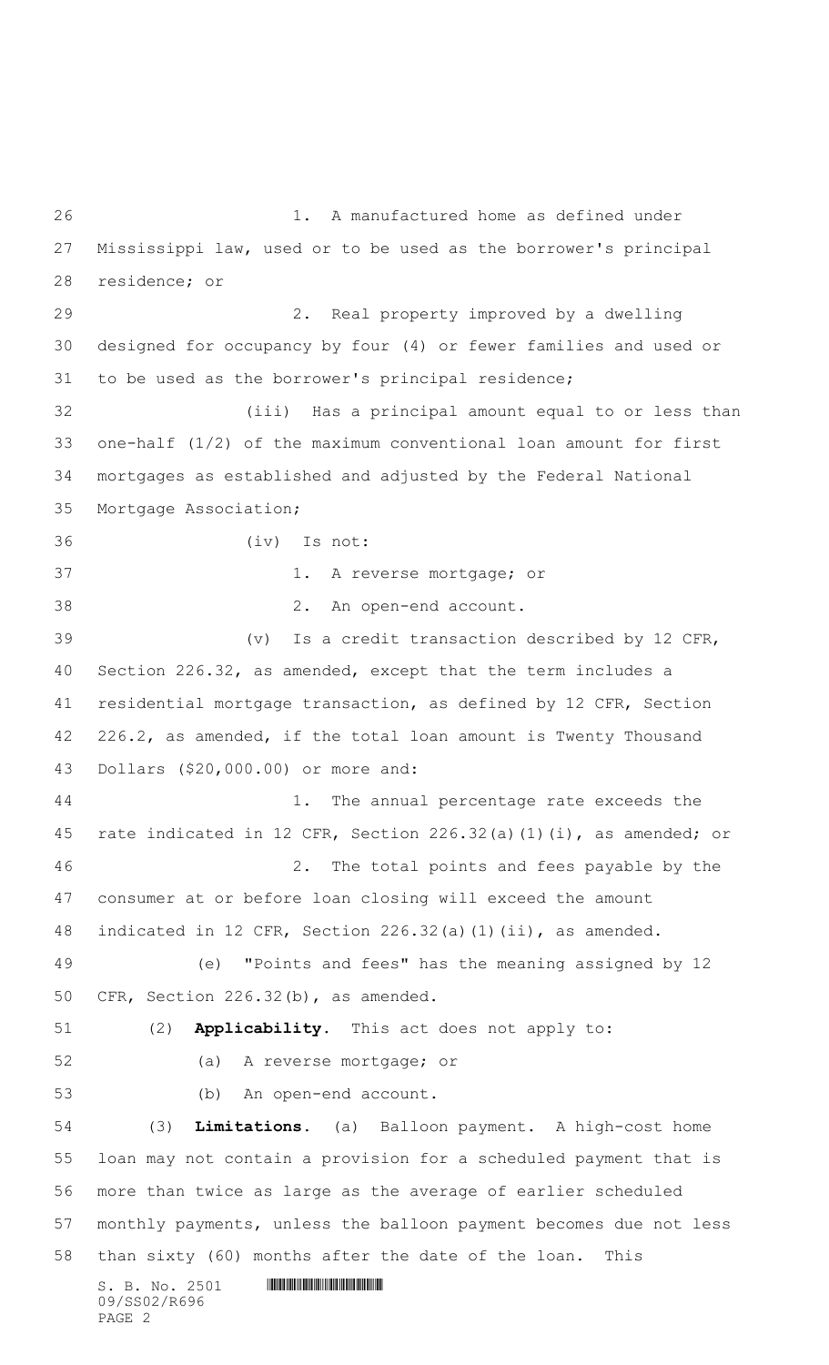1. A manufactured home as defined under Mississippi law, used or to be used as the borrower's principal residence; or

2. Real property improved by a dwelling designed for occupancy by four (4) or fewer families and used or to be used as the borrower's principal residence;

(iii) Has a principal amount equal to or less than one-half (1/2) of the maximum conventional loan amount for first mortgages as established and adjusted by the Federal National Mortgage Association;

(iv) Is not:

1. A reverse mortgage; or

2. An open-end account.

(v) Is a credit transaction described by 12 CFR, Section 226.32, as amended, except that the term includes a residential mortgage transaction, as defined by 12 CFR, Section 226.2, as amended, if the total loan amount is Twenty Thousand Dollars ($20,000.00) or more and:

1. The annual percentage rate exceeds the rate indicated in 12 CFR, Section 226.32(a)(1)(i), as amended; or

2. The total points and fees payable by the consumer at or before loan closing will exceed the amount indicated in 12 CFR, Section 226.32(a)(1)(ii), as amended.

(e) "Points and fees" has the meaning assigned by 12 CFR, Section 226.32(b), as amended.

(2) **Applicability.** This act does not apply to:

(a) A reverse mortgage; or

(b) An open-end account.

(3) **Limitations.** (a) Balloon payment. A high-cost home loan may not contain a provision for a scheduled payment that is more than twice as large as the average of earlier scheduled monthly payments, unless the balloon payment becomes due not less than sixty (60) months after the date of the loan. This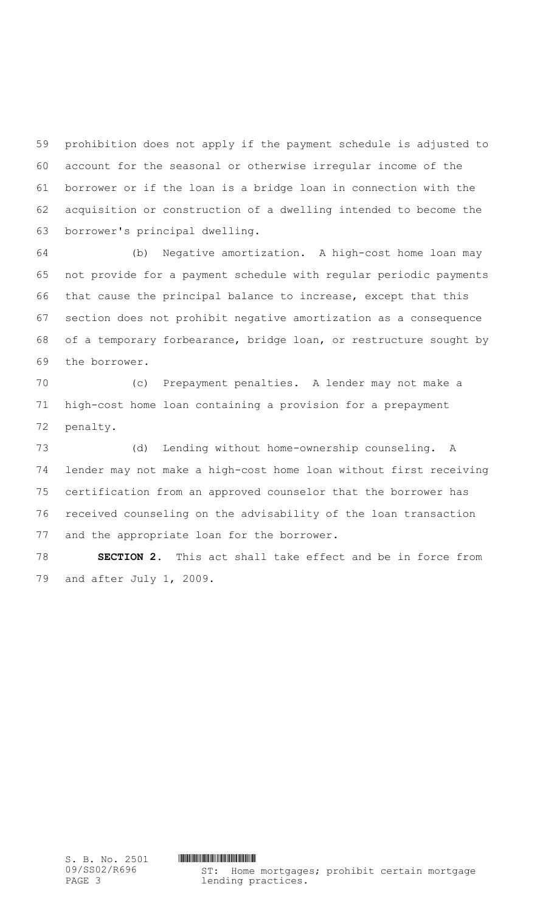prohibition does not apply if the payment schedule is adjusted to account for the seasonal or otherwise irregular income of the borrower or if the loan is a bridge loan in connection with the acquisition or construction of a dwelling intended to become the borrower's principal dwelling.

(b) Negative amortization. A high-cost home loan may not provide for a payment schedule with regular periodic payments that cause the principal balance to increase, except that this section does not prohibit negative amortization as a consequence of a temporary forbearance, bridge loan, or restructure sought by the borrower.

(c) Prepayment penalties. A lender may not make a high-cost home loan containing a provision for a prepayment penalty.

(d) Lending without home-ownership counseling. A lender may not make a high-cost home loan without first receiving certification from an approved counselor that the borrower has received counseling on the advisability of the loan transaction and the appropriate loan for the borrower.

**SECTION 2.** This act shall take effect and be in force from and after July 1, 2009.